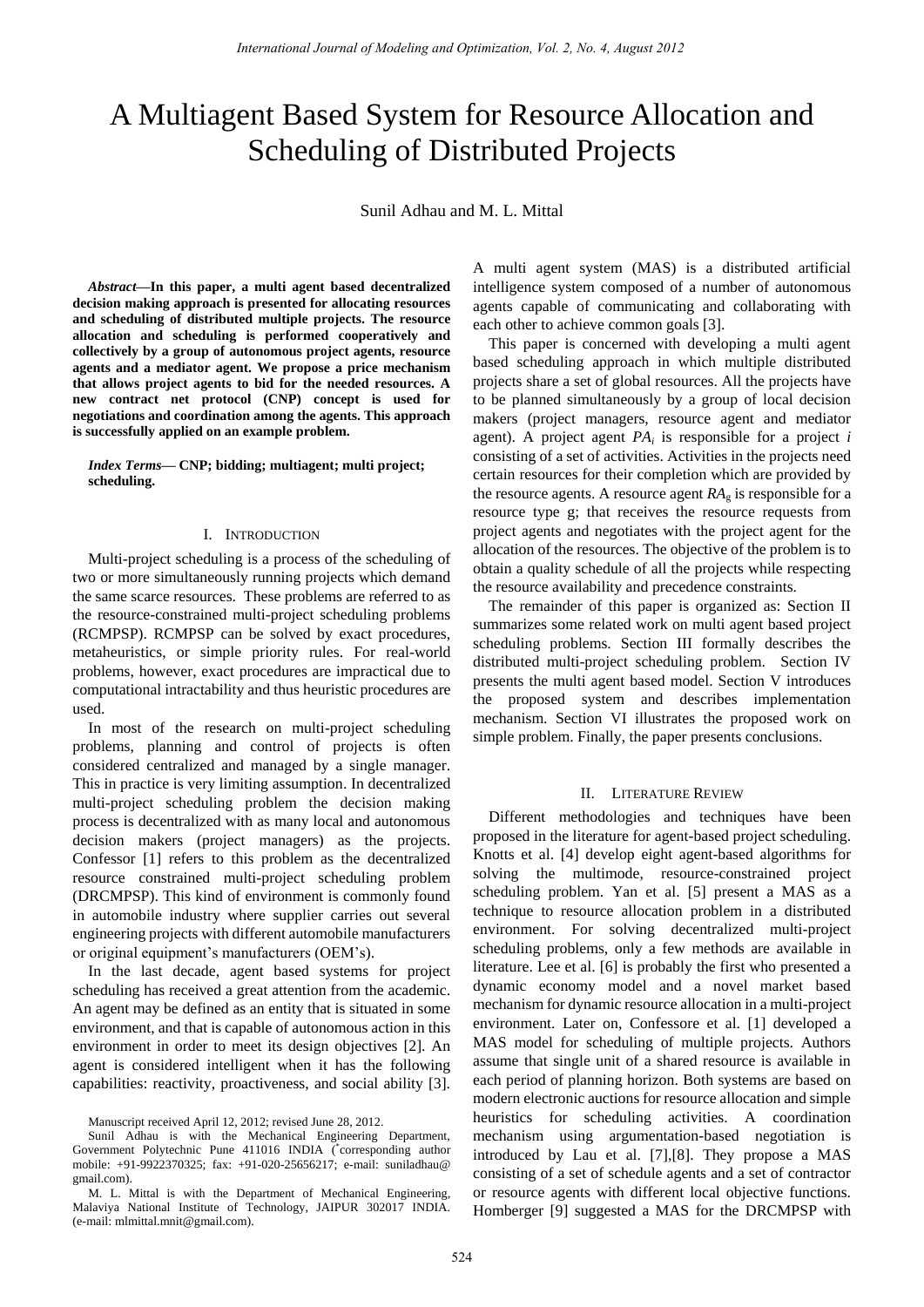# A Multiagent Based System for Resource Allocation and Scheduling of Distributed Projects

Sunil Adhau and M. L. Mittal

***Abstract*—In this paper, a multi agent based decentralized decision making approach is presented for allocating resources and scheduling of distributed multiple projects. The resource allocation and scheduling is performed cooperatively and collectively by a group of autonomous project agents, resource agents and a mediator agent. We propose a price mechanism that allows project agents to bid for the needed resources. A new contract net protocol (CNP) concept is used for negotiations and coordination among the agents. This approach is successfully applied on an example problem.**

***Index Terms*— CNP; bidding; multiagent; multi project; scheduling.**

## I. Introduction

Multi-project scheduling is a process of the scheduling of two or more simultaneously running projects which demand the same scarce resources. These problems are referred to as the resource-constrained multi-project scheduling problems (RCMPSP). RCMPSP can be solved by exact procedures, metaheuristics, or simple priority rules. For real-world problems, however, exact procedures are impractical due to computational intractability and thus heuristic procedures are used.

In most of the research on multi-project scheduling problems, planning and control of projects is often considered centralized and managed by a single manager. This in practice is very limiting assumption. In decentralized multi-project scheduling problem the decision making process is decentralized with as many local and autonomous decision makers (project managers) as the projects. Confessor [1] refers to this problem as the decentralized resource constrained multi-project scheduling problem (DRCMPSP). This kind of environment is commonly found in automobile industry where supplier carries out several engineering projects with different automobile manufacturers or original equipment's manufacturers (OEM's).

In the last decade, agent based systems for project scheduling has received a great attention from the academic. An agent may be defined as an entity that is situated in some environment, and that is capable of autonomous action in this environment in order to meet its design objectives [2]. An agent is considered intelligent when it has the following capabilities: reactivity, proactiveness, and social ability [3]. A multi agent system (MAS) is a distributed artificial intelligence system composed of a number of autonomous agents capable of communicating and collaborating with each other to achieve common goals [3].

This paper is concerned with developing a multi agent based scheduling approach in which multiple distributed projects share a set of global resources. All the projects have to be planned simultaneously by a group of local decision makers (project managers, resource agent and mediator agent). A project agent $PA_i$ is responsible for a project *i* consisting of a set of activities. Activities in the projects need certain resources for their completion which are provided by the resource agents. A resource agent $RA_g$ is responsible for a resource type g; that receives the resource requests from project agents and negotiates with the project agent for the allocation of the resources. The objective of the problem is to obtain a quality schedule of all the projects while respecting the resource availability and precedence constraints.

The remainder of this paper is organized as: Section II summarizes some related work on multi agent based project scheduling problems. Section III formally describes the distributed multi-project scheduling problem. Section IV presents the multi agent based model. Section V introduces the proposed system and describes implementation mechanism. Section VI illustrates the proposed work on simple problem. Finally, the paper presents conclusions.

Manuscript received April 12, 2012; revised June 28, 2012.

Sunil Adhau is with the Mechanical Engineering Department, Government Polytechnic Pune 411016 INDIA (*corresponding author mobile: +91-9922370325; fax: +91-020-25656217; e-mail: suniladhau@gmail.com).

M. L. Mittal is with the Department of Mechanical Engineering, Malaviya National Institute of Technology, JAIPUR 302017 INDIA. (e-mail: mlmittal.mnit@gmail.com).

## II. Literature Review

Different methodologies and techniques have been proposed in the literature for agent-based project scheduling. Knotts et al. [4] develop eight agent-based algorithms for solving the multimode, resource-constrained project scheduling problem. Yan et al. [5] present a MAS as a technique to resource allocation problem in a distributed environment. For solving decentralized multi-project scheduling problems, only a few methods are available in literature. Lee et al. [6] is probably the first who presented a dynamic economy model and a novel market based mechanism for dynamic resource allocation in a multi-project environment. Later on, Confessore et al. [1] developed a MAS model for scheduling of multiple projects. Authors assume that single unit of a shared resource is available in each period of planning horizon. Both systems are based on modern electronic auctions for resource allocation and simple heuristics for scheduling activities. A coordination mechanism using argumentation-based negotiation is introduced by Lau et al. [7],[8]. They propose a MAS consisting of a set of schedule agents and a set of contractor or resource agents with different local objective functions. Homberger [9] suggested a MAS for the DRCMPSP with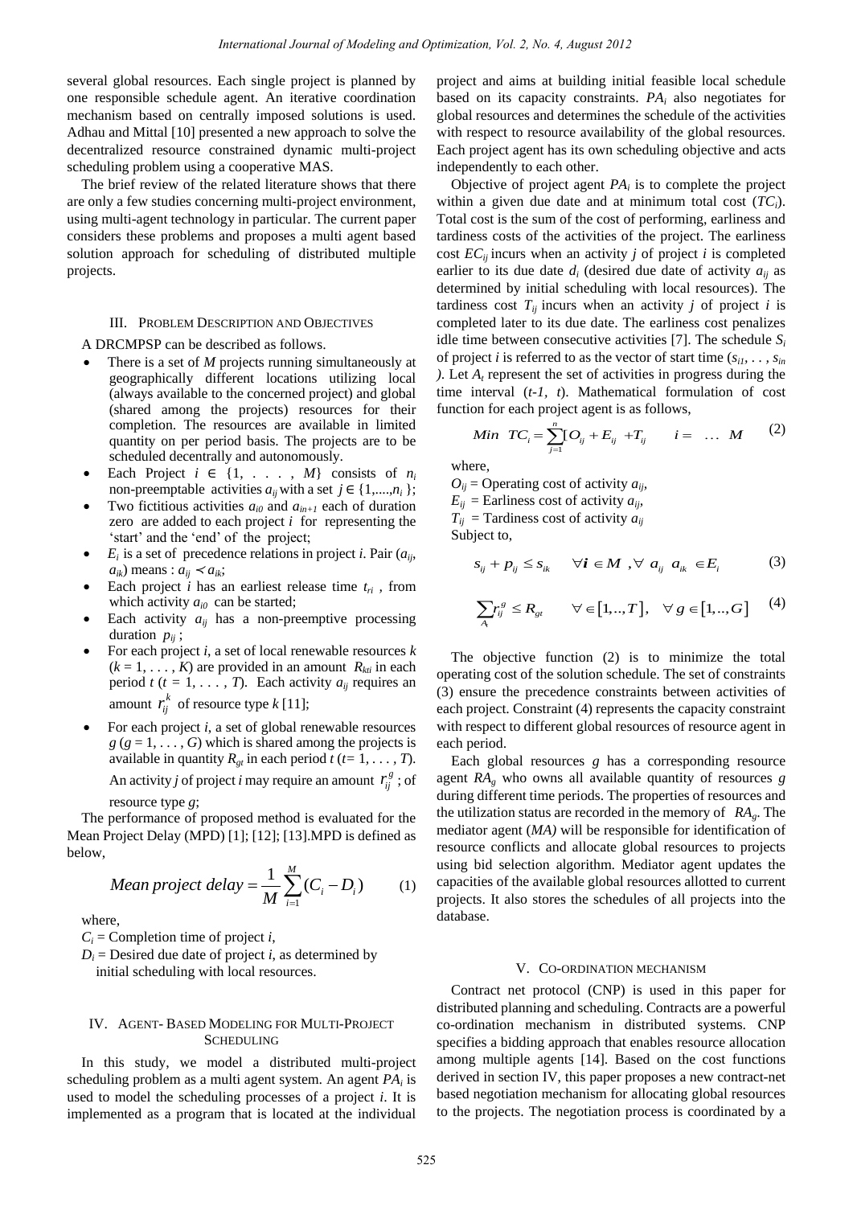several global resources. Each single project is planned by one responsible schedule agent. An iterative coordination mechanism based on centrally imposed solutions is used. Adhau and Mittal [10] presented a new approach to solve the decentralized resource constrained dynamic multi-project scheduling problem using a cooperative MAS.

The brief review of the related literature shows that there are only a few studies concerning multi-project environment, using multi-agent technology in particular. The current paper considers these problems and proposes a multi agent based solution approach for scheduling of distributed multiple projects.

## III. Problem Description and Objectives

A DRCMPSP can be described as follows.

- There is a set of $M$ projects running simultaneously at geographically different locations utilizing local (always available to the concerned project) and global (shared among the projects) resources for their completion. The resources are available in limited quantity on per period basis. The projects are to be scheduled decentrally and autonomously.
- Each Project $i \in \{1, \ldots, M\}$ consists of $n_i$ non-preemptable activities $a_{ij}$ with a set $j \in \{1,\ldots,n_i\}$;
- Two fictitious activities $a_{i0}$ and $a_{in+1}$ each of duration zero are added to each project $i$ for representing the 'start' and the 'end' of the project;
- $E_i$ is a set of precedence relations in project $i$. Pair $(a_{ij}, a_{ik})$ means : $a_{ij} \prec a_{ik}$;
- Each project $i$ has an earliest release time $t_{ri}$ , from which activity $a_{i0}$ can be started;
- Each activity $a_{ij}$ has a non-preemptive processing duration $p_{ij}$ ;
- For each project $i$, a set of local renewable resources $k$ $(k = 1, \ldots, K)$ are provided in an amount $R_{kti}$ in each period $t$ $(t = 1, \ldots, T)$. Each activity $a_{ij}$ requires an amount $r_{ij}^{k}$ of resource type $k$ [11];
- For each project $i$, a set of global renewable resources $g$ $(g = 1, \ldots, G)$ which is shared among the projects is available in quantity $R_{gt}$ in each period $t$ $(t= 1, \ldots, T)$. An activity $j$ of project $i$ may require an amount $r_{ij}^{g}$ ; of resource type $g$;

The performance of proposed method is evaluated for the Mean Project Delay (MPD) [1]; [12]; [13].MPD is defined as below,

$$Mean\ project\ delay = \frac{1}{M}\sum_{i=1}^{M}(C_i - D_i) \qquad (1)$$

where,

$C_i$ = Completion time of project $i$,

$D_i$ = Desired due date of project $i$, as determined by initial scheduling with local resources.

## IV. Agent- Based Modeling for Multi-Project Scheduling

In this study, we model a distributed multi-project scheduling problem as a multi agent system. An agent $PA_i$ is used to model the scheduling processes of a project $i$. It is implemented as a program that is located at the individual project and aims at building initial feasible local schedule based on its capacity constraints. $PA_i$ also negotiates for global resources and determines the schedule of the activities with respect to resource availability of the global resources. Each project agent has its own scheduling objective and acts independently to each other.

Objective of project agent $PA_i$ is to complete the project within a given due date and at minimum total cost ($TC_i$). Total cost is the sum of the cost of performing, earliness and tardiness costs of the activities of the project. The earliness cost $EC_{ij}$ incurs when an activity $j$ of project $i$ is completed earlier to its due date $d_i$ (desired due date of activity $a_{ij}$ as determined by initial scheduling with local resources). The tardiness cost $T_{ij}$ incurs when an activity $j$ of project $i$ is completed later to its due date. The earliness cost penalizes idle time between consecutive activities [7]. The schedule $S_i$ of project $i$ is referred to as the vector of start time $(s_{i1}, \ldots, s_{in})$. Let $A_t$ represent the set of activities in progress during the time interval $(t-1,\ t)$. Mathematical formulation of cost function for each project agent is as follows,

$$Min\ \ TC_i = \sum_{j=1}^{n}[O_{ij} + E_{ij} + T_{ij} \qquad i = \ \ldots\ M \qquad (2)$$

where,

$O_{ij}$ = Operating cost of activity $a_{ij}$,

$E_{ij}$ = Earliness cost of activity $a_{ij}$,

$T_{ij}$ = Tardiness cost of activity $a_{ij}$

Subject to,

$$s_{ij} + p_{ij} \le s_{ik} \qquad \forall i \in M\ ,\forall\ a_{ij}\ a_{ik} \in E_i \qquad (3)$$

$$\sum_{A_t} r_{ij}^{g} \le R_{gt} \qquad \forall \in [1,..,T],\ \ \forall\, g \in [1,..,G] \qquad (4)$$

The objective function (2) is to minimize the total operating cost of the solution schedule. The set of constraints (3) ensure the precedence constraints between activities of each project. Constraint (4) represents the capacity constraint with respect to different global resources of resource agent in each period.

Each global resources $g$ has a corresponding resource agent $RA_g$ who owns all available quantity of resources $g$ during different time periods. The properties of resources and the utilization status are recorded in the memory of $RA_g$. The mediator agent ($MA$) will be responsible for identification of resource conflicts and allocate global resources to projects using bid selection algorithm. Mediator agent updates the capacities of the available global resources allotted to current projects. It also stores the schedules of all projects into the database.

## V. Co-ordination Mechanism

Contract net protocol (CNP) is used in this paper for distributed planning and scheduling. Contracts are a powerful co-ordination mechanism in distributed systems. CNP specifies a bidding approach that enables resource allocation among multiple agents [14]. Based on the cost functions derived in section IV, this paper proposes a new contract-net based negotiation mechanism for allocating global resources to the projects. The negotiation process is coordinated by a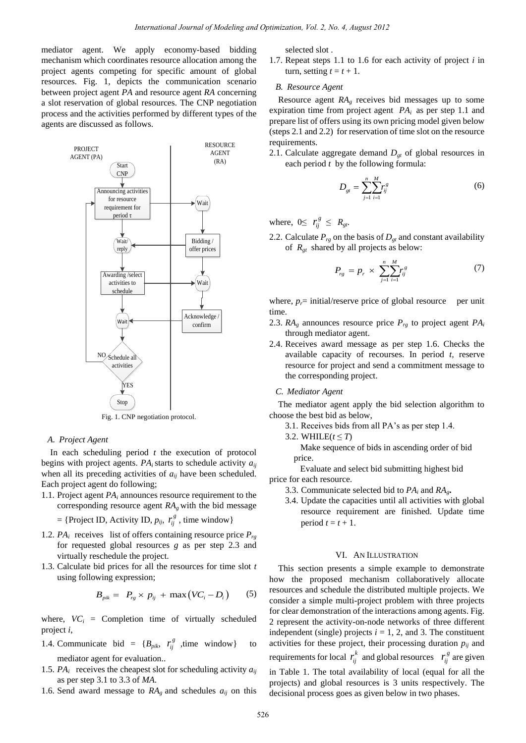mediator agent. We apply economy-based bidding mechanism which coordinates resource allocation among the project agents competing for specific amount of global resources. Fig. 1, depicts the communication scenario between project agent *PA* and resource agent *RA* concerning a slot reservation of global resources. The CNP negotiation process and the activities performed by different types of the agents are discussed as follows.

Fig. 1. CNP negotiation protocol.

### A. Project Agent

In each scheduling period $t$ the execution of protocol begins with project agents. $PA_i$ starts to schedule activity $a_{ij}$ when all its preceding activities of $a_{ij}$ have been scheduled. Each project agent do following;

1.1. Project agent $PA_i$ announces resource requirement to the corresponding resource agent $RA_g$ with the bid message = {Project ID, Activity ID, $p_{ij}$, $r_{ij}^g$ , time window}

1.2. $PA_i$ receives list of offers containing resource price $P_{rg}$ for requested global resources $g$ as per step 2.3 and virtually reschedule the project.

1.3. Calculate bid prices for all the resources for time slot $t$ using following expression;

$$B_{pik} = P_{rg} \times p_{ij} + \max\left(VC_i - D_i\right) \qquad (5)$$

where, $VC_i$ = Completion time of virtually scheduled project $i$,

1.4. Communicate bid = {$B_{pik}$, $r_{ij}^g$ ,time window} to mediator agent for evaluation..

1.5. $PA_i$ receives the cheapest slot for scheduling activity $a_{ij}$ as per step 3.1 to 3.3 of *MA*.

1.6. Send award message to $RA_g$ and schedules $a_{ij}$ on this selected slot .

1.7. Repeat steps 1.1 to 1.6 for each activity of project $i$ in turn, setting $t = t + 1$.

### B. Resource Agent

Resource agent $RA_g$ receives bid messages up to some expiration time from project agent $PA_i$ as per step 1.1 and prepare list of offers using its own pricing model given below (steps 2.1 and 2.2) for reservation of time slot on the resource requirements.

2.1. Calculate aggregate demand $D_{gt}$ of global resources in each period $t$ by the following formula:

$$D_{gt} = \sum_{j=1}^{n}\sum_{i=1}^{M} r_{ij}^g \qquad (6)$$

where, $0 \leq r_{ij}^g \leq R_{gt}$.

2.2. Calculate $P_{rg}$ on the basis of $D_{gt}$ and constant availability of $R_{gt}$ shared by all projects as below:

$$P_{rg} = p_r \times \sum_{j=1}^{n}\sum_{i=1}^{M} r_{ij}^g \qquad (7)$$

where, $p_r$= initial/reserve price of global resource per unit time.

2.3. $RA_g$ announces resource price $P_{rg}$ to project agent $PA_i$ through mediator agent.

2.4. Receives award message as per step 1.6. Checks the available capacity of recourses. In period $t$, reserve resource for project and send a commitment message to the corresponding project.

### C. Mediator Agent

The mediator agent apply the bid selection algorithm to choose the best bid as below,

3.1. Receives bids from all PA's as per step 1.4.

3.2. WHILE($t \leq T$)

Make sequence of bids in ascending order of bid price.

Evaluate and select bid submitting highest bid price for each resource.

3.3. Communicate selected bid to $PA_i$ and $RA_g$.

3.4. Update the capacities until all activities with global resource requirement are finished. Update time period $t = t + 1$.

## VI. An Illustration

This section presents a simple example to demonstrate how the proposed mechanism collaboratively allocate resources and schedule the distributed multiple projects. We consider a simple multi-project problem with three projects for clear demonstration of the interactions among agents. Fig. 2 represent the activity-on-node networks of three different independent (single) projects $i$ = 1, 2, and 3. The constituent activities for these project, their processing duration $p_{ij}$ and requirements for local $r_{ij}^k$ and global resources $r_{ij}^g$ are given in Table 1. The total availability of local (equal for all the projects) and global resources is 3 units respectively. The decisional process goes as given below in two phases.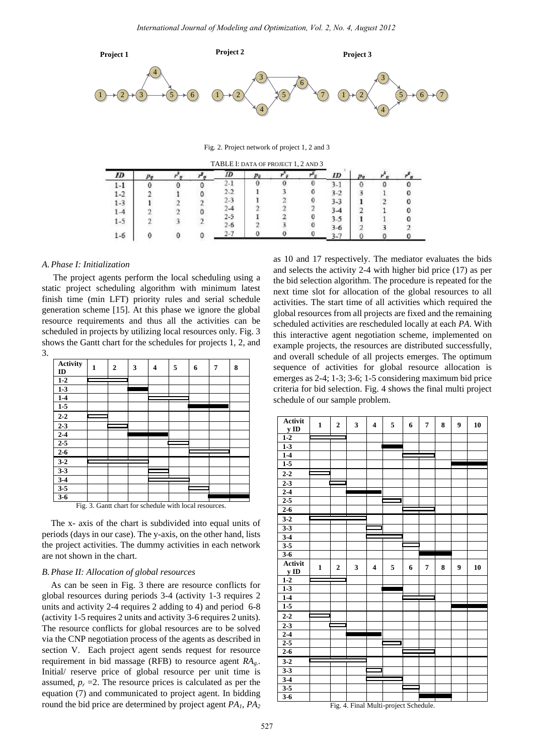**Project 1** **Project 2** **Project 3**

Fig. 2. Project network of project 1, 2 and 3

TABLE I: DATA OF PROJECT 1, 2 AND 3

| *ID* | $p_{ij}$ | $r^{k}_{ij}$ | $r^{g}_{ij}$ | *ID* | $p_{ij}$ | $r^{k}_{ij}$ | $r^{g}_{ij}$ | *ID* | $p_{ij}$ | $r^{k}_{ij}$ | $r^{g}_{ij}$ |
|---|---|---|---|---|---|---|---|---|---|---|---|
| 1-1 | 0 | 0 | 0 | 2-1 | 0 | 0 | 0 | 3-1 | 0 | 0 | 0 |
| 1-2 | 2 | 1 | 0 | 2-2 | 1 | 3 | 0 | 3-2 | 3 | 1 | 0 |
| 1-3 | 1 | 2 | 2 | 2-3 | 1 | 2 | 0 | 3-3 | 1 | 2 | 0 |
| 1-4 | 2 | 2 | 0 | 2-4 | 2 | 2 | 2 | 3-4 | 2 | 1 | 0 |
| 1-5 | 2 | 3 | 2 | 2-5 | 1 | 2 | 0 | 3-5 | 1 | 1 | 0 |
| | | | | 2-6 | 2 | 3 | 0 | 3-6 | 2 | 3 | 2 |
| 1-6 | 0 | 0 | 0 | 2-7 | 0 | 0 | 0 | 3-7 | 0 | 0 | 0 |

### A. Phase I: Initialization

The project agents perform the local scheduling using a static project scheduling algorithm with minimum latest finish time (min LFT) priority rules and serial schedule generation scheme [15]. At this phase we ignore the global resource requirements and thus all the activities can be scheduled in projects by utilizing local resources only. Fig. 3 shows the Gantt chart for the schedules for projects 1, 2, and 3.

| Activity ID | 1 | 2 | 3 | 4 | 5 | 6 | 7 | 8 |
|---|---|---|---|---|---|---|---|---|
| 1-2 | | | | | | | | |
| 1-3 | | | | | | | | |
| 1-4 | | | | | | | | |
| 1-5 | | | | | | | | |
| 2-2 | | | | | | | | |
| 2-3 | | | | | | | | |
| 2-4 | | | | | | | | |
| 2-5 | | | | | | | | |
| 2-6 | | | | | | | | |
| 3-2 | | | | | | | | |
| 3-3 | | | | | | | | |
| 3-4 | | | | | | | | |
| 3-5 | | | | | | | | |
| 3-6 | | | | | | | | |

Fig. 3. Gantt chart for schedule with local resources.

The x- axis of the chart is subdivided into equal units of periods (days in our case). The y-axis, on the other hand, lists the project activities. The dummy activities in each network are not shown in the chart.

### B. Phase II: Allocation of global resources

As can be seen in Fig. 3 there are resource conflicts for global resources during periods 3-4 (activity 1-3 requires 2 units and activity 2-4 requires 2 adding to 4) and period 6-8 (activity 1-5 requires 2 units and activity 3-6 requires 2 units). The resource conflicts for global resources are to be solved via the CNP negotiation process of the agents as described in section V. Each project agent sends request for resource requirement in bid massage (RFB) to resource agent $RA_g$. Initial/ reserve price of global resource per unit time is assumed, $p_r$ =2. The resource prices is calculated as per the equation (7) and communicated to project agent. In bidding round the bid price are determined by project agent $PA_1$, $PA_2$ as 10 and 17 respectively. The mediator evaluates the bids and selects the activity 2-4 with higher bid price (17) as per the bid selection algorithm. The procedure is repeated for the next time slot for allocation of the global resources to all activities. The start time of all activities which required the global resources from all projects are fixed and the remaining scheduled activities are rescheduled locally at each *PA*. With this interactive agent negotiation scheme, implemented on example projects, the resources are distributed successfully, and overall schedule of all projects emerges. The optimum sequence of activities for global resource allocation is emerges as 2-4; 1-3; 3-6; 1-5 considering maximum bid price criteria for bid selection. Fig. 4 shows the final multi project schedule of our sample problem.

| Activity ID | 1 | 2 | 3 | 4 | 5 | 6 | 7 | 8 | 9 | 10 |
|---|---|---|---|---|---|---|---|---|---|---|
| 1-2 | | | | | | | | | | |
| 1-3 | | | | | | | | | | |
| 1-4 | | | | | | | | | | |
| 1-5 | | | | | | | | | | |
| 2-2 | | | | | | | | | | |
| 2-3 | | | | | | | | | | |
| 2-4 | | | | | | | | | | |
| 2-5 | | | | | | | | | | |
| 2-6 | | | | | | | | | | |
| 3-2 | | | | | | | | | | |
| 3-3 | | | | | | | | | | |
| 3-4 | | | | | | | | | | |
| 3-5 | | | | | | | | | | |
| 3-6 | | | | | | | | | | |

| Activity ID | 1 | 2 | 3 | 4 | 5 | 6 | 7 | 8 | 9 | 10 |
|---|---|---|---|---|---|---|---|---|---|---|
| 1-2 | | | | | | | | | | |
| 1-3 | | | | | | | | | | |
| 1-4 | | | | | | | | | | |
| 1-5 | | | | | | | | | | |
| 2-2 | | | | | | | | | | |
| 2-3 | | | | | | | | | | |
| 2-4 | | | | | | | | | | |
| 2-5 | | | | | | | | | | |
| 2-6 | | | | | | | | | | |
| 3-2 | | | | | | | | | | |
| 3-3 | | | | | | | | | | |
| 3-4 | | | | | | | | | | |
| 3-5 | | | | | | | | | | |
| 3-6 | | | | | | | | | | |

Fig. 4. Final Multi-project Schedule.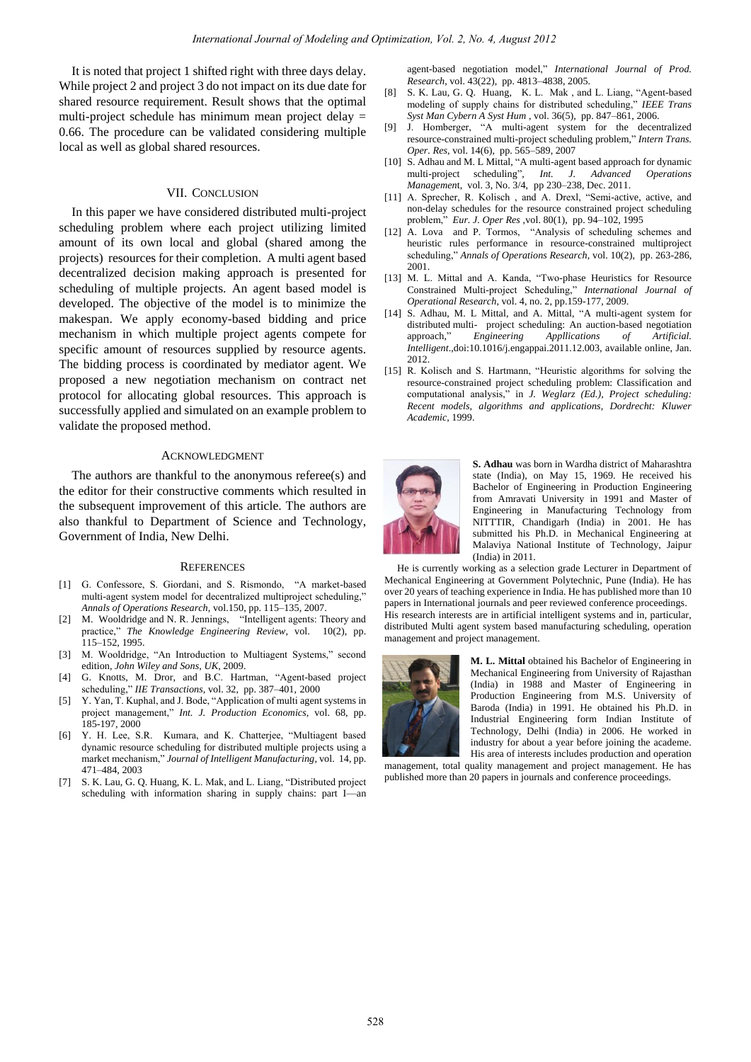It is noted that project 1 shifted right with three days delay. While project 2 and project 3 do not impact on its due date for shared resource requirement. Result shows that the optimal multi-project schedule has minimum mean project delay = 0.66. The procedure can be validated considering multiple local as well as global shared resources.

## VII. Conclusion

In this paper we have considered distributed multi-project scheduling problem where each project utilizing limited amount of its own local and global (shared among the projects) resources for their completion. A multi agent based decentralized decision making approach is presented for scheduling of multiple projects. An agent based model is developed. The objective of the model is to minimize the makespan. We apply economy-based bidding and price mechanism in which multiple project agents compete for specific amount of resources supplied by resource agents. The bidding process is coordinated by mediator agent. We proposed a new negotiation mechanism on contract net protocol for allocating global resources. This approach is successfully applied and simulated on an example problem to validate the proposed method.

## Acknowledgment

The authors are thankful to the anonymous referee(s) and the editor for their constructive comments which resulted in the subsequent improvement of this article. The authors are also thankful to Department of Science and Technology, Government of India, New Delhi.

## References

[1] G. Confessore, S. Giordani, and S. Rismondo, "A market-based multi-agent system model for decentralized multiproject scheduling," *Annals of Operations Research*, vol.150, pp. 115–135, 2007.

[2] M. Wooldridge and N. R. Jennings, "Intelligent agents: Theory and practice," *The Knowledge Engineering Review*, vol. 10(2), pp. 115–152, 1995.

[3] M. Wooldridge, "An Introduction to Multiagent Systems," second edition, *John Wiley and Sons, UK*, 2009.

[4] G. Knotts, M. Dror, and B.C. Hartman, "Agent-based project scheduling," *IIE Transactions*, vol. 32, pp. 387–401, 2000

[5] Y. Yan, T. Kuphal, and J. Bode, "Application of multi agent systems in project management," *Int. J. Production Economics*, vol. 68, pp. 185-197, 2000

[6] Y. H. Lee, S.R. Kumara, and K. Chatterjee, "Multiagent based dynamic resource scheduling for distributed multiple projects using a market mechanism," *Journal of Intelligent Manufacturing*, vol. 14, pp. 471–484, 2003

[7] S. K. Lau, G. Q. Huang, K. L. Mak, and L. Liang, "Distributed project scheduling with information sharing in supply chains: part I—an agent-based negotiation model," *International Journal of Prod. Research*, vol. 43(22), pp. 4813–4838, 2005.

[8] S. K. Lau, G. Q. Huang, K. L. Mak , and L. Liang, "Agent-based modeling of supply chains for distributed scheduling," *IEEE Trans Syst Man Cybern A Syst Hum* , vol. 36(5), pp. 847–861, 2006.

[9] J. Homberger, "A multi-agent system for the decentralized resource-constrained multi-project scheduling problem," *Intern Trans. Oper. Res*, vol. 14(6), pp. 565–589, 2007

[10] S. Adhau and M. L Mittal, "A multi-agent based approach for dynamic multi-project scheduling", *Int. J. Advanced Operations Management*, vol. 3, No. 3/4, pp 230–238, Dec. 2011.

[11] A. Sprecher, R. Kolisch , and A. Drexl, "Semi-active, active, and non-delay schedules for the resource constrained project scheduling problem," *Eur. J. Oper Res* ,vol. 80(1), pp. 94–102, 1995

[12] A. Lova and P. Tormos, "Analysis of scheduling schemes and heuristic rules performance in resource-constrained multiproject scheduling," *Annals of Operations Research*, vol. 10(2), pp. 263-286, 2001.

[13] M. L. Mittal and A. Kanda, "Two-phase Heuristics for Resource Constrained Multi-project Scheduling," *International Journal of Operational Research*, vol. 4, no. 2, pp.159-177, 2009.

[14] S. Adhau, M. L Mittal, and A. Mittal, "A multi-agent system for distributed multi- project scheduling: An auction-based negotiation approach," *Engineering Appllications of Artificial. Intelligent.*,doi:10.1016/j.engappai.2011.12.003, available online, Jan. 2012.

[15] R. Kolisch and S. Hartmann, "Heuristic algorithms for solving the resource-constrained project scheduling problem: Classification and computational analysis," in *J. Weglarz (Ed.), Project scheduling: Recent models, algorithms and applications, Dordrecht: Kluwer Academic*, 1999.

**S. Adhau** was born in Wardha district of Maharashtra state (India), on May 15, 1969. He received his Bachelor of Engineering in Production Engineering from Amravati University in 1991 and Master of Engineering in Manufacturing Technology from NITTTIR, Chandigarh (India) in 2001. He has submitted his Ph.D. in Mechanical Engineering at Malaviya National Institute of Technology, Jaipur (India) in 2011.

He is currently working as a selection grade Lecturer in Department of Mechanical Engineering at Government Polytechnic, Pune (India). He has over 20 years of teaching experience in India. He has published more than 10 papers in International journals and peer reviewed conference proceedings. His research interests are in artificial intelligent systems and in, particular, distributed Multi agent system based manufacturing scheduling, operation management and project management.

**M. L. Mittal** obtained his Bachelor of Engineering in Mechanical Engineering from University of Rajasthan (India) in 1988 and Master of Engineering in Production Engineering from M.S. University of Baroda (India) in 1991. He obtained his Ph.D. in Industrial Engineering form Indian Institute of Technology, Delhi (India) in 2006. He worked in industry for about a year before joining the academe. His area of interests includes production and operation management, total quality management and project management. He has published more than 20 papers in journals and conference proceedings.